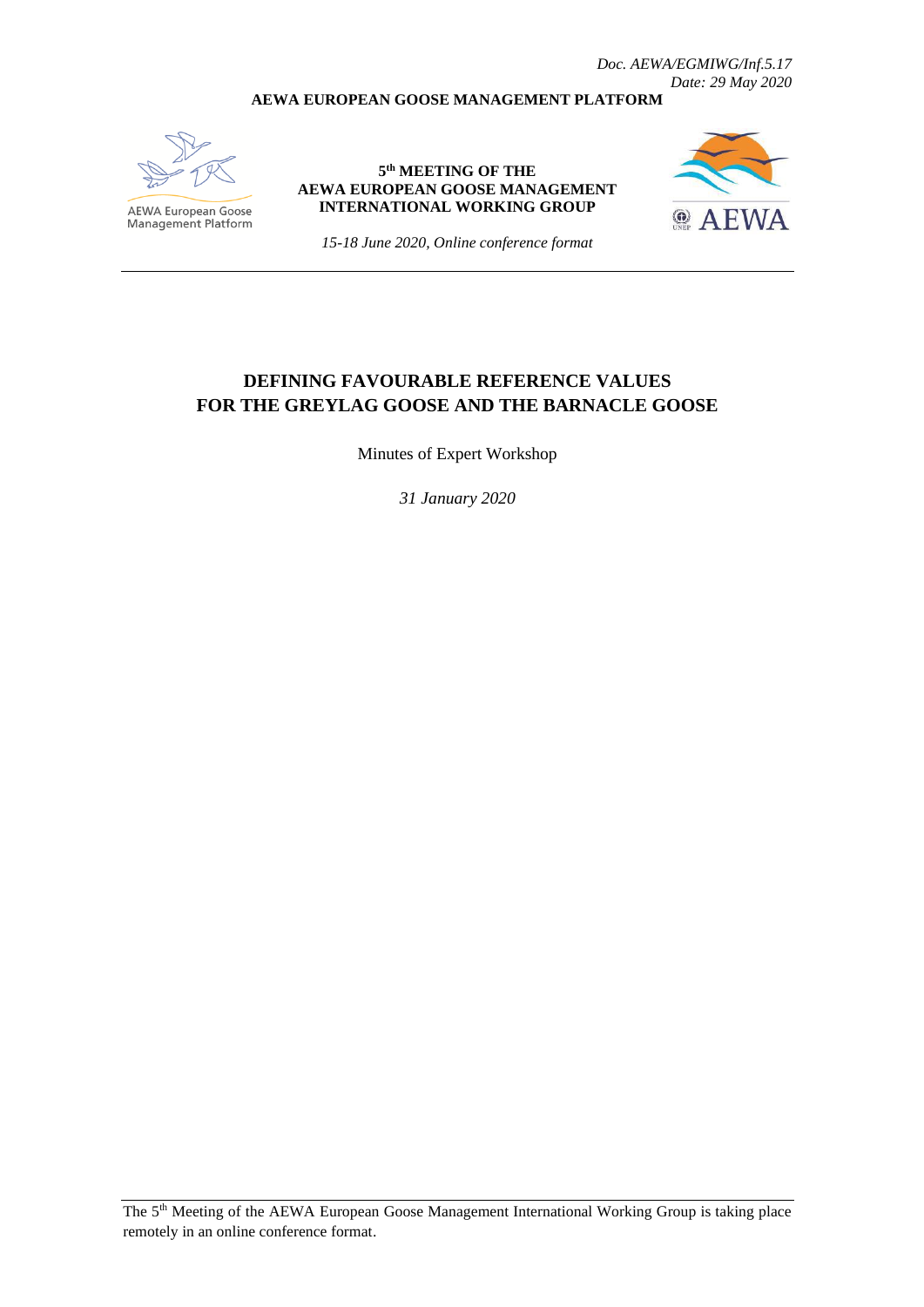*Doc. AEWA/EGMIWG/Inf.5.17*
*Date: 29 May 2020*

**AEWA EUROPEAN GOOSE MANAGEMENT PLATFORM**

AEWA European Goose Management Platform

**5th MEETING OF THE AEWA EUROPEAN GOOSE MANAGEMENT INTERNATIONAL WORKING GROUP**

*15-18 June 2020, Online conference format*

AEWA

# DEFINING FAVOURABLE REFERENCE VALUES FOR THE GREYLAG GOOSE AND THE BARNACLE GOOSE

Minutes of Expert Workshop

*31 January 2020*

The 5th Meeting of the AEWA European Goose Management International Working Group is taking place remotely in an online conference format.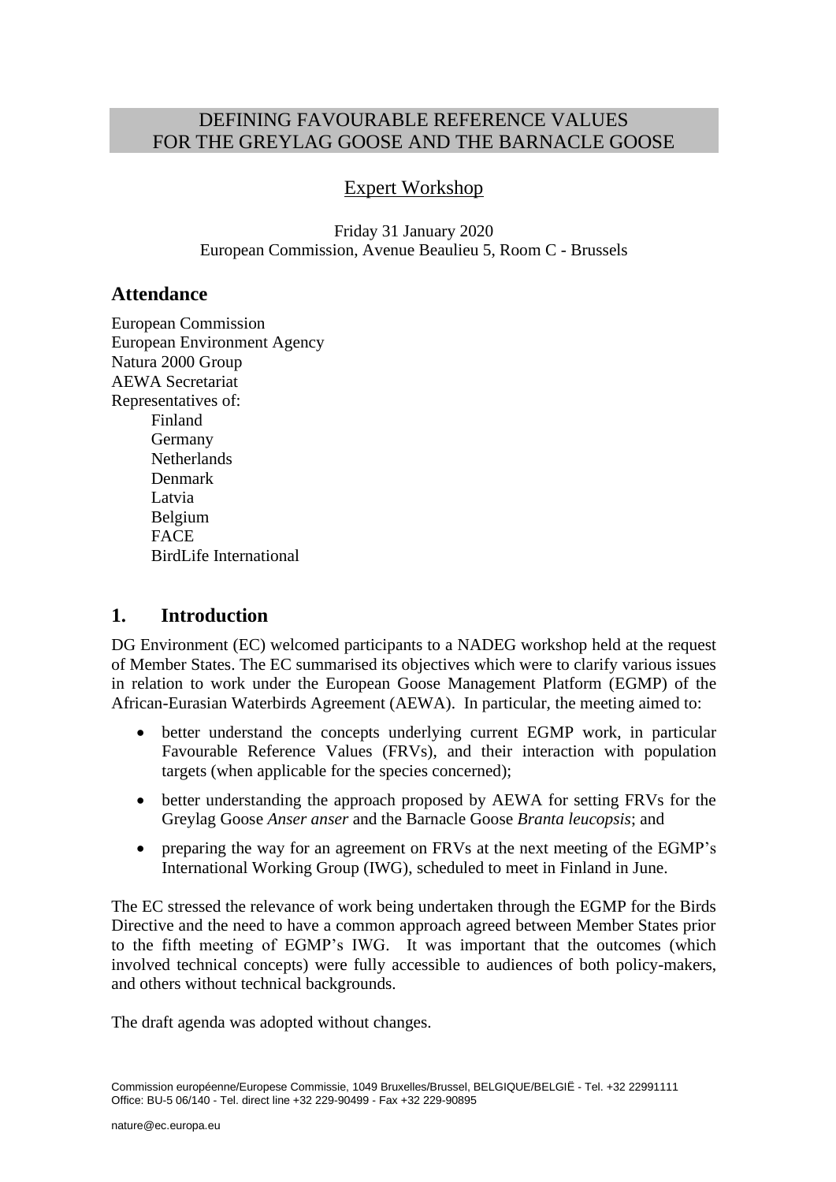# DEFINING FAVOURABLE REFERENCE VALUES FOR THE GREYLAG GOOSE AND THE BARNACLE GOOSE

## Expert Workshop

Friday 31 January 2020
European Commission, Avenue Beaulieu 5, Room C - Brussels

## Attendance

European Commission
European Environment Agency
Natura 2000 Group
AEWA Secretariat
Representatives of:
- Finland
- Germany
- Netherlands
- Denmark
- Latvia
- Belgium
- FACE
- BirdLife International

## 1. Introduction

DG Environment (EC) welcomed participants to a NADEG workshop held at the request of Member States. The EC summarised its objectives which were to clarify various issues in relation to work under the European Goose Management Platform (EGMP) of the African-Eurasian Waterbirds Agreement (AEWA). In particular, the meeting aimed to:

- better understand the concepts underlying current EGMP work, in particular Favourable Reference Values (FRVs), and their interaction with population targets (when applicable for the species concerned);
- better understanding the approach proposed by AEWA for setting FRVs for the Greylag Goose *Anser anser* and the Barnacle Goose *Branta leucopsis*; and
- preparing the way for an agreement on FRVs at the next meeting of the EGMP's International Working Group (IWG), scheduled to meet in Finland in June.

The EC stressed the relevance of work being undertaken through the EGMP for the Birds Directive and the need to have a common approach agreed between Member States prior to the fifth meeting of EGMP's IWG. It was important that the outcomes (which involved technical concepts) were fully accessible to audiences of both policy-makers, and others without technical backgrounds.

The draft agenda was adopted without changes.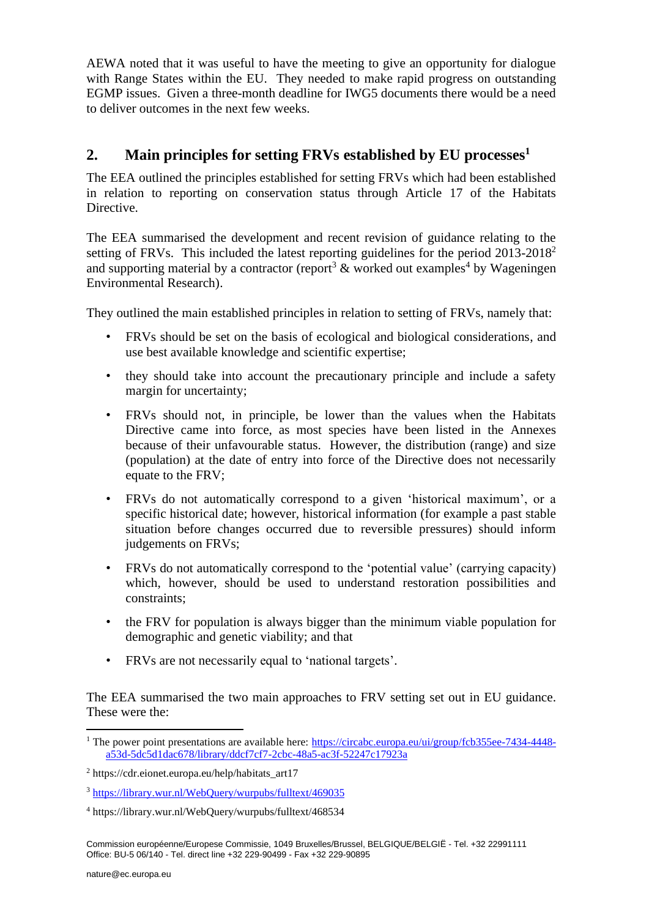AEWA noted that it was useful to have the meeting to give an opportunity for dialogue with Range States within the EU. They needed to make rapid progress on outstanding EGMP issues. Given a three-month deadline for IWG5 documents there would be a need to deliver outcomes in the next few weeks.

## 2. Main principles for setting FRVs established by EU processes[1]

The EEA outlined the principles established for setting FRVs which had been established in relation to reporting on conservation status through Article 17 of the Habitats Directive.

The EEA summarised the development and recent revision of guidance relating to the setting of FRVs. This included the latest reporting guidelines for the period 2013-2018[2] and supporting material by a contractor (report[3] & worked out examples[4] by Wageningen Environmental Research).

They outlined the main established principles in relation to setting of FRVs, namely that:

- FRVs should be set on the basis of ecological and biological considerations, and use best available knowledge and scientific expertise;
- they should take into account the precautionary principle and include a safety margin for uncertainty;
- FRVs should not, in principle, be lower than the values when the Habitats Directive came into force, as most species have been listed in the Annexes because of their unfavourable status. However, the distribution (range) and size (population) at the date of entry into force of the Directive does not necessarily equate to the FRV;
- FRVs do not automatically correspond to a given 'historical maximum', or a specific historical date; however, historical information (for example a past stable situation before changes occurred due to reversible pressures) should inform judgements on FRVs;
- FRVs do not automatically correspond to the 'potential value' (carrying capacity) which, however, should be used to understand restoration possibilities and constraints;
- the FRV for population is always bigger than the minimum viable population for demographic and genetic viability; and that
- FRVs are not necessarily equal to 'national targets'.

The EEA summarised the two main approaches to FRV setting set out in EU guidance. These were the:

[1] The power point presentations are available here: https://circabc.europa.eu/ui/group/fcb355ee-7434-4448-a53d-5dc5d1dac678/library/ddcf7cf7-2cbc-48a5-ac3f-52247c17923a

[2] https://cdr.eionet.europa.eu/help/habitats_art17

[3] https://library.wur.nl/WebQuery/wurpubs/fulltext/469035

[4] https://library.wur.nl/WebQuery/wurpubs/fulltext/468534

Commission européenne/Europese Commissie, 1049 Bruxelles/Brussel, BELGIQUE/BELGIË - Tel. +32 22991111
Office: BU-5 06/140 - Tel. direct line +32 229-90499 - Fax +32 229-90895

nature@ec.europa.eu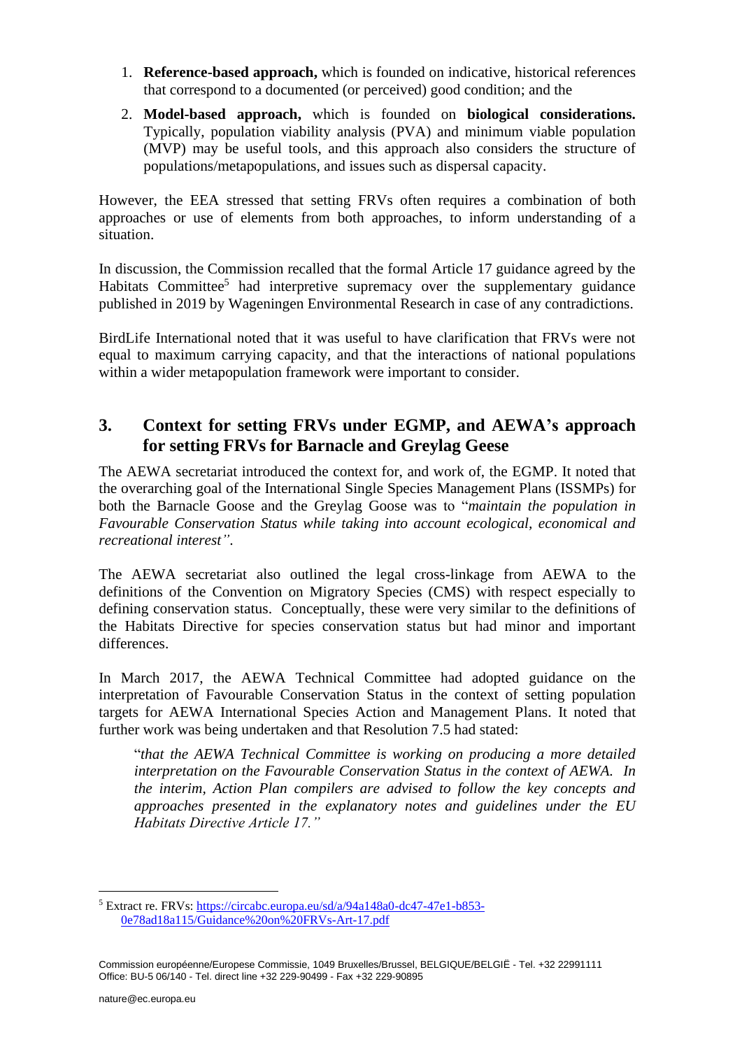1. **Reference-based approach,** which is founded on indicative, historical references that correspond to a documented (or perceived) good condition; and the
2. **Model-based approach,** which is founded on **biological considerations.** Typically, population viability analysis (PVA) and minimum viable population (MVP) may be useful tools, and this approach also considers the structure of populations/metapopulations, and issues such as dispersal capacity.

However, the EEA stressed that setting FRVs often requires a combination of both approaches or use of elements from both approaches, to inform understanding of a situation.

In discussion, the Commission recalled that the formal Article 17 guidance agreed by the Habitats Committee[5] had interpretive supremacy over the supplementary guidance published in 2019 by Wageningen Environmental Research in case of any contradictions.

BirdLife International noted that it was useful to have clarification that FRVs were not equal to maximum carrying capacity, and that the interactions of national populations within a wider metapopulation framework were important to consider.

## 3. Context for setting FRVs under EGMP, and AEWA's approach for setting FRVs for Barnacle and Greylag Geese

The AEWA secretariat introduced the context for, and work of, the EGMP. It noted that the overarching goal of the International Single Species Management Plans (ISSMPs) for both the Barnacle Goose and the Greylag Goose was to "*maintain the population in Favourable Conservation Status while taking into account ecological, economical and recreational interest".*

The AEWA secretariat also outlined the legal cross-linkage from AEWA to the definitions of the Convention on Migratory Species (CMS) with respect especially to defining conservation status. Conceptually, these were very similar to the definitions of the Habitats Directive for species conservation status but had minor and important differences.

In March 2017, the AEWA Technical Committee had adopted guidance on the interpretation of Favourable Conservation Status in the context of setting population targets for AEWA International Species Action and Management Plans. It noted that further work was being undertaken and that Resolution 7.5 had stated:

> "*that the AEWA Technical Committee is working on producing a more detailed interpretation on the Favourable Conservation Status in the context of AEWA. In the interim, Action Plan compilers are advised to follow the key concepts and approaches presented in the explanatory notes and guidelines under the EU Habitats Directive Article 17."*

---

[5] Extract re. FRVs: https://circabc.europa.eu/sd/a/94a148a0-dc47-47e1-b853-0e78ad18a115/Guidance%20on%20FRVs-Art-17.pdf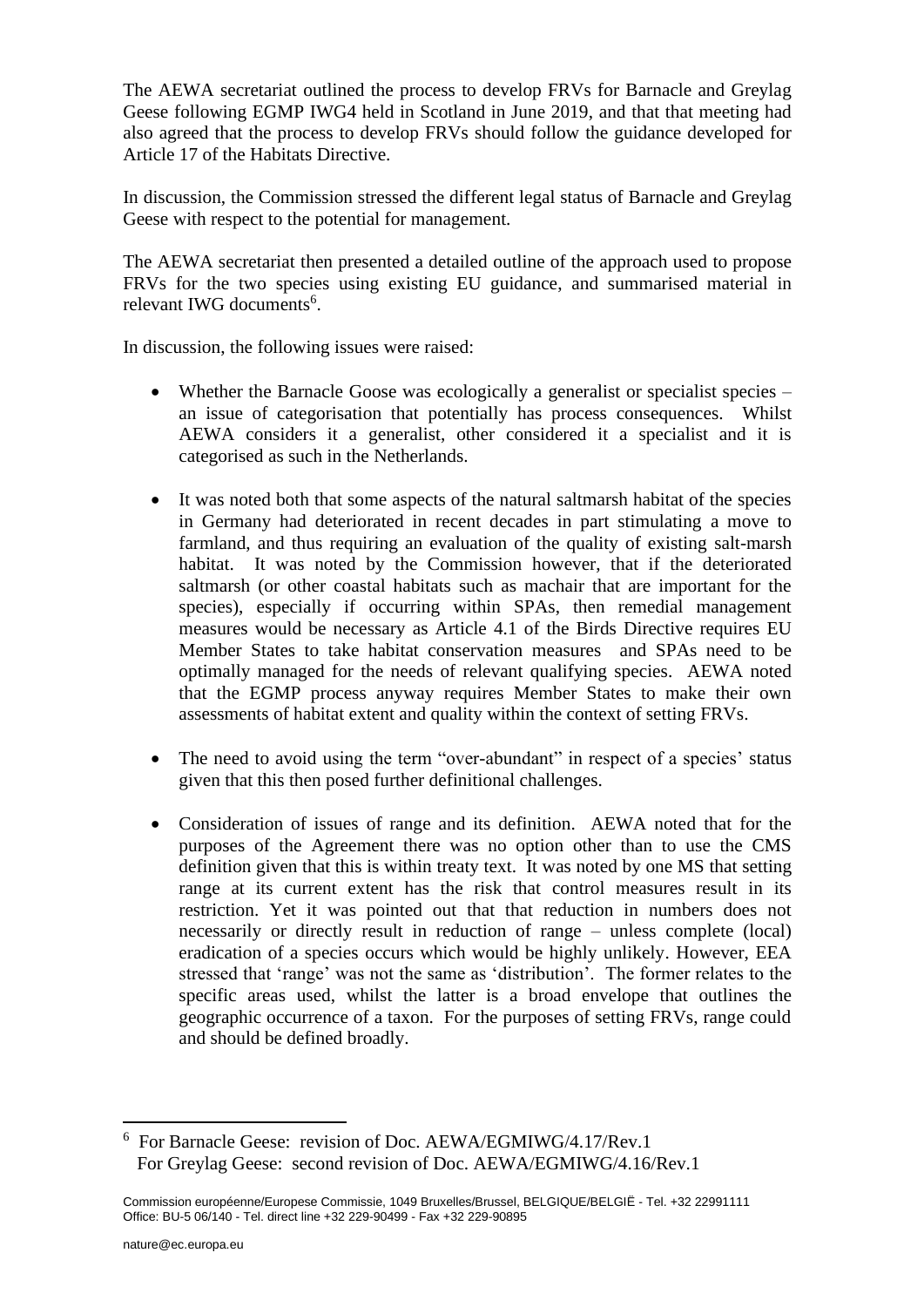The AEWA secretariat outlined the process to develop FRVs for Barnacle and Greylag Geese following EGMP IWG4 held in Scotland in June 2019, and that that meeting had also agreed that the process to develop FRVs should follow the guidance developed for Article 17 of the Habitats Directive.

In discussion, the Commission stressed the different legal status of Barnacle and Greylag Geese with respect to the potential for management.

The AEWA secretariat then presented a detailed outline of the approach used to propose FRVs for the two species using existing EU guidance, and summarised material in relevant IWG documents[6].

In discussion, the following issues were raised:

- Whether the Barnacle Goose was ecologically a generalist or specialist species – an issue of categorisation that potentially has process consequences. Whilst AEWA considers it a generalist, other considered it a specialist and it is categorised as such in the Netherlands.

- It was noted both that some aspects of the natural saltmarsh habitat of the species in Germany had deteriorated in recent decades in part stimulating a move to farmland, and thus requiring an evaluation of the quality of existing salt-marsh habitat. It was noted by the Commission however, that if the deteriorated saltmarsh (or other coastal habitats such as machair that are important for the species), especially if occurring within SPAs, then remedial management measures would be necessary as Article 4.1 of the Birds Directive requires EU Member States to take habitat conservation measures and SPAs need to be optimally managed for the needs of relevant qualifying species. AEWA noted that the EGMP process anyway requires Member States to make their own assessments of habitat extent and quality within the context of setting FRVs.

- The need to avoid using the term "over-abundant" in respect of a species' status given that this then posed further definitional challenges.

- Consideration of issues of range and its definition. AEWA noted that for the purposes of the Agreement there was no option other than to use the CMS definition given that this is within treaty text. It was noted by one MS that setting range at its current extent has the risk that control measures result in its restriction. Yet it was pointed out that that reduction in numbers does not necessarily or directly result in reduction of range – unless complete (local) eradication of a species occurs which would be highly unlikely. However, EEA stressed that 'range' was not the same as 'distribution'. The former relates to the specific areas used, whilst the latter is a broad envelope that outlines the geographic occurrence of a taxon. For the purposes of setting FRVs, range could and should be defined broadly.

[6] For Barnacle Geese: revision of Doc. AEWA/EGMIWG/4.17/Rev.1
For Greylag Geese: second revision of Doc. AEWA/EGMIWG/4.16/Rev.1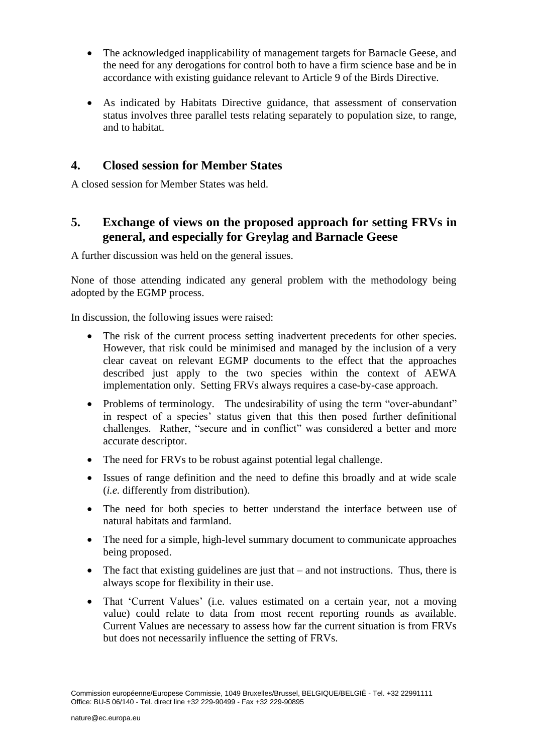- The acknowledged inapplicability of management targets for Barnacle Geese, and the need for any derogations for control both to have a firm science base and be in accordance with existing guidance relevant to Article 9 of the Birds Directive.

- As indicated by Habitats Directive guidance, that assessment of conservation status involves three parallel tests relating separately to population size, to range, and to habitat.

## 4. Closed session for Member States

A closed session for Member States was held.

## 5. Exchange of views on the proposed approach for setting FRVs in general, and especially for Greylag and Barnacle Geese

A further discussion was held on the general issues.

None of those attending indicated any general problem with the methodology being adopted by the EGMP process.

In discussion, the following issues were raised:

- The risk of the current process setting inadvertent precedents for other species. However, that risk could be minimised and managed by the inclusion of a very clear caveat on relevant EGMP documents to the effect that the approaches described just apply to the two species within the context of AEWA implementation only. Setting FRVs always requires a case-by-case approach.
- Problems of terminology. The undesirability of using the term "over-abundant" in respect of a species' status given that this then posed further definitional challenges. Rather, "secure and in conflict" was considered a better and more accurate descriptor.
- The need for FRVs to be robust against potential legal challenge.
- Issues of range definition and the need to define this broadly and at wide scale (*i.e.* differently from distribution).
- The need for both species to better understand the interface between use of natural habitats and farmland.
- The need for a simple, high-level summary document to communicate approaches being proposed.
- The fact that existing guidelines are just that – and not instructions. Thus, there is always scope for flexibility in their use.
- That 'Current Values' (i.e. values estimated on a certain year, not a moving value) could relate to data from most recent reporting rounds as available. Current Values are necessary to assess how far the current situation is from FRVs but does not necessarily influence the setting of FRVs.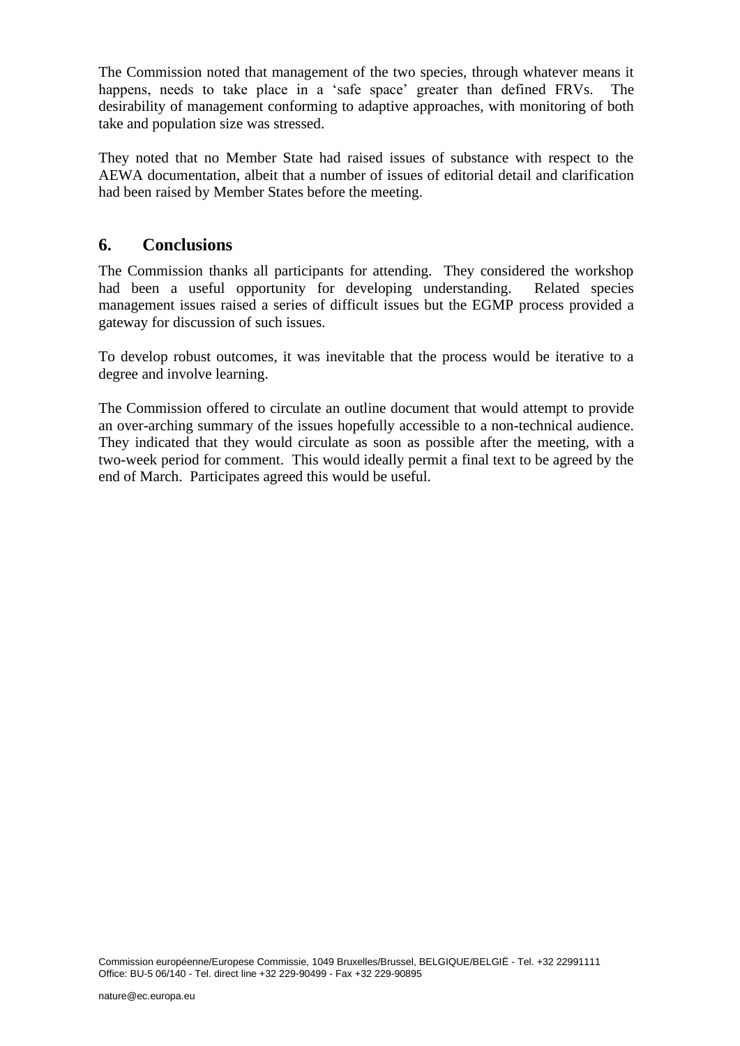The Commission noted that management of the two species, through whatever means it happens, needs to take place in a 'safe space' greater than defined FRVs. The desirability of management conforming to adaptive approaches, with monitoring of both take and population size was stressed.

They noted that no Member State had raised issues of substance with respect to the AEWA documentation, albeit that a number of issues of editorial detail and clarification had been raised by Member States before the meeting.

## 6. Conclusions

The Commission thanks all participants for attending. They considered the workshop had been a useful opportunity for developing understanding. Related species management issues raised a series of difficult issues but the EGMP process provided a gateway for discussion of such issues.

To develop robust outcomes, it was inevitable that the process would be iterative to a degree and involve learning.

The Commission offered to circulate an outline document that would attempt to provide an over-arching summary of the issues hopefully accessible to a non-technical audience. They indicated that they would circulate as soon as possible after the meeting, with a two-week period for comment. This would ideally permit a final text to be agreed by the end of March. Participates agreed this would be useful.